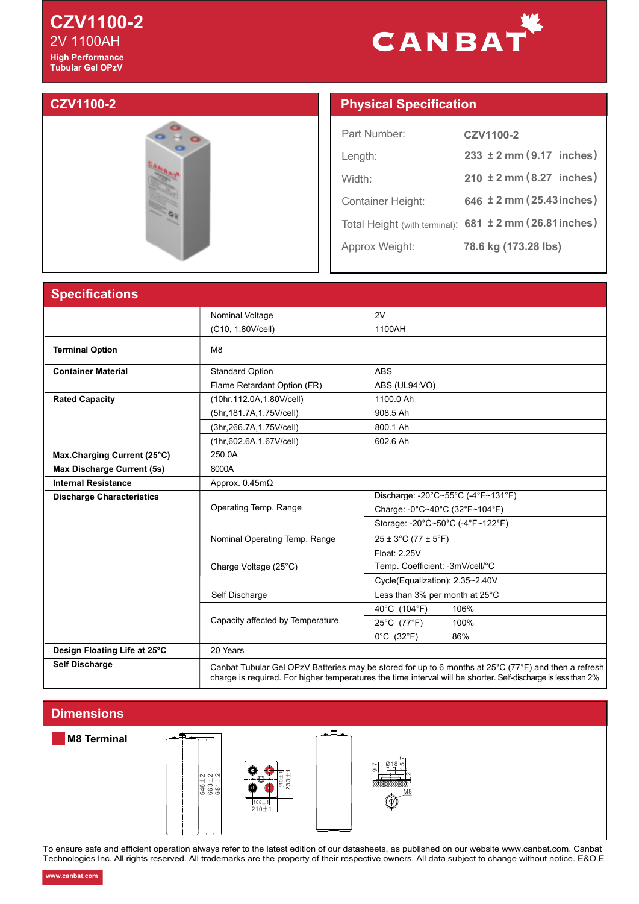# CZV1100-2

2V 1100AH

**High Performance**
**Tubular Gel OPzV**

CANBAT

## CZV1100-2

## Physical Specification

| | |
|---|---|
| Part Number: | CZV1100-2 |
| Length: | 233 ± 2 mm (9.17 inches) |
| Width: | 210 ± 2 mm (8.27 inches) |
| Container Height: | 646 ± 2 mm (25.43 inches) |
| Total Height (with terminal): | 681 ± 2 mm (26.81 inches) |
| Approx Weight: | 78.6 kg (173.28 lbs) |

## Specifications

| | | |
|---|---|---|
| | Nominal Voltage | 2V |
| | (C10, 1.80V/cell) | 1100AH |
| **Terminal Option** | M8 | |
| **Container Material** | Standard Option | ABS |
| | Flame Retardant Option (FR) | ABS (UL94:VO) |
| **Rated Capacity** | (10hr,112.0A,1.80V/cell) | 1100.0 Ah |
| | (5hr,181.7A,1.75V/cell) | 908.5 Ah |
| | (3hr,266.7A,1.75V/cell) | 800.1 Ah |
| | (1hr,602.6A,1.67V/cell) | 602.6 Ah |
| **Max.Charging Current (25°C)** | 250.0A | |
| **Max Discharge Current (5s)** | 8000A | |
| **Internal Resistance** | Approx. 0.45mΩ | |
| **Discharge Characteristics** | Operating Temp. Range | Discharge: -20°C~55°C (-4°F~131°F) |
| | | Charge: -0°C~40°C (32°F~104°F) |
| | | Storage: -20°C~50°C (-4°F~122°F) |
| | Nominal Operating Temp. Range | 25 ± 3°C (77 ± 5°F) |
| | Charge Voltage (25°C) | Float: 2.25V |
| | | Temp. Coefficient: -3mV/cell/°C |
| | | Cycle(Equalization): 2.35~2.40V |
| | Self Discharge | Less than 3% per month at 25°C |
| | Capacity affected by Temperature | 40°C (104°F) 106% |
| | | 25°C (77°F) 100% |
| | | 0°C (32°F) 86% |
| **Design Floating Life at 25°C** | 20 Years | |
| **Self Discharge** | Canbat Tubular Gel OPzV Batteries may be stored for up to 6 months at 25°C (77°F) and then a refresh charge is required. For higher temperatures the time interval will be shorter. Self-discharge is less than 2% | |

## Dimensions

**M8 Terminal**

646±2, 663±2, 681±2, 110±1, 233±1, 108±1, 210±1, 9.7, Ø18, 15.7, 2, M8

To ensure safe and efficient operation always refer to the latest edition of our datasheets, as published on our website www.canbat.com. Canbat Technologies Inc. All rights reserved. All trademarks are the property of their respective owners. All data subject to change without notice. E&O.E

www.canbat.com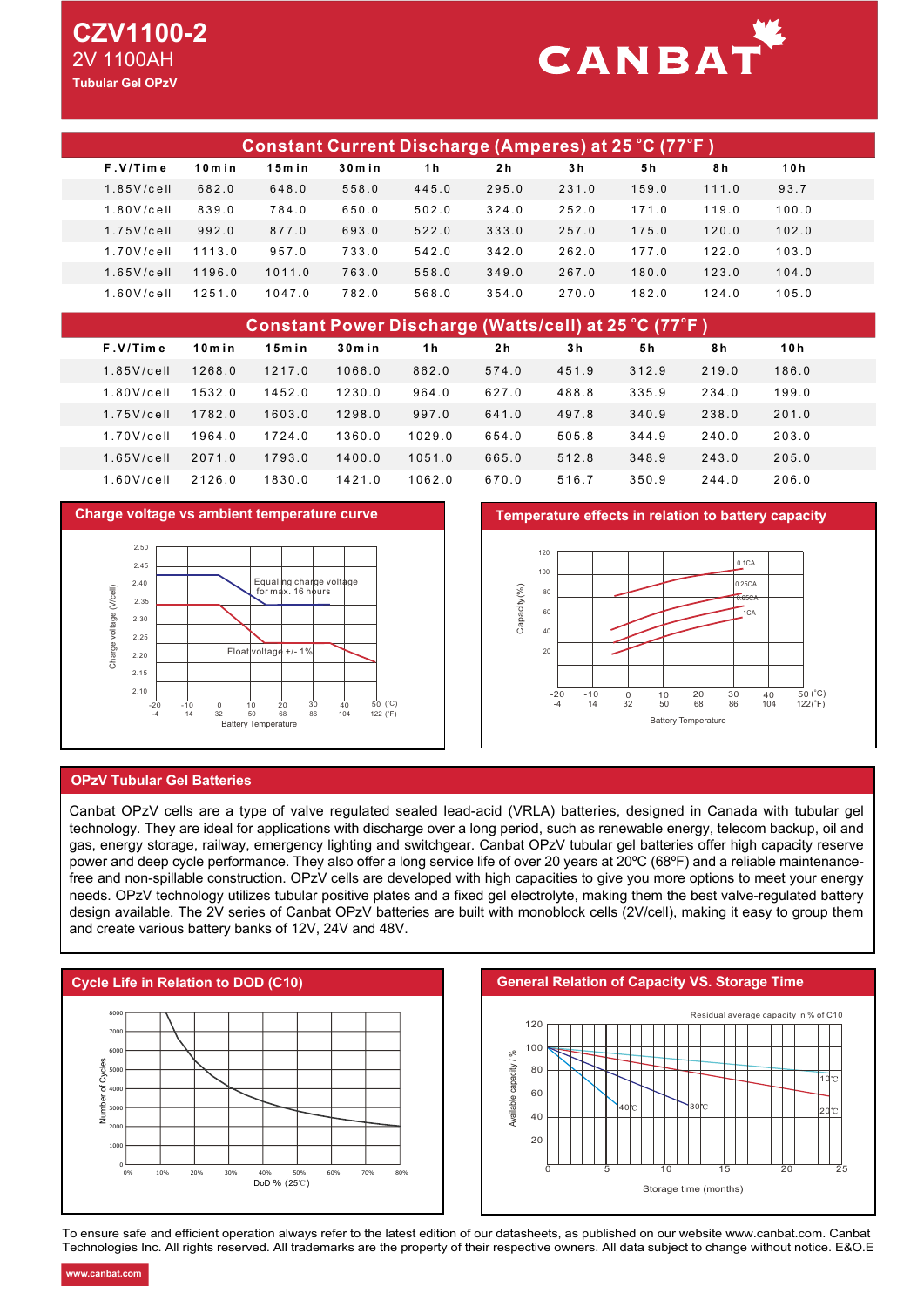# CZV1100-2

2V 1100AH

**Tubular Gel OPzV**

CANBAT

## Constant Current Discharge (Amperes) at 25 °C (77°F )

| F.V/Time | 10min | 15min | 30min | 1h | 2h | 3h | 5h | 8h | 10h |
|---|---|---|---|---|---|---|---|---|---|
| 1.85V/cell | 682.0 | 648.0 | 558.0 | 445.0 | 295.0 | 231.0 | 159.0 | 111.0 | 93.7 |
| 1.80V/cell | 839.0 | 784.0 | 650.0 | 502.0 | 324.0 | 252.0 | 171.0 | 119.0 | 100.0 |
| 1.75V/cell | 992.0 | 877.0 | 693.0 | 522.0 | 333.0 | 257.0 | 175.0 | 120.0 | 102.0 |
| 1.70V/cell | 1113.0 | 957.0 | 733.0 | 542.0 | 342.0 | 262.0 | 177.0 | 122.0 | 103.0 |
| 1.65V/cell | 1196.0 | 1011.0 | 763.0 | 558.0 | 349.0 | 267.0 | 180.0 | 123.0 | 104.0 |
| 1.60V/cell | 1251.0 | 1047.0 | 782.0 | 568.0 | 354.0 | 270.0 | 182.0 | 124.0 | 105.0 |

## Constant Power Discharge (Watts/cell) at 25 °C (77°F )

| F.V/Time | 10min | 15min | 30min | 1h | 2h | 3h | 5h | 8h | 10h |
|---|---|---|---|---|---|---|---|---|---|
| 1.85V/cell | 1268.0 | 1217.0 | 1066.0 | 862.0 | 574.0 | 451.9 | 312.9 | 219.0 | 186.0 |
| 1.80V/cell | 1532.0 | 1452.0 | 1230.0 | 964.0 | 627.0 | 488.8 | 335.9 | 234.0 | 199.0 |
| 1.75V/cell | 1782.0 | 1603.0 | 1298.0 | 997.0 | 641.0 | 497.8 | 340.9 | 238.0 | 201.0 |
| 1.70V/cell | 1964.0 | 1724.0 | 1360.0 | 1029.0 | 654.0 | 505.8 | 344.9 | 240.0 | 203.0 |
| 1.65V/cell | 2071.0 | 1793.0 | 1400.0 | 1051.0 | 665.0 | 512.8 | 348.9 | 243.0 | 205.0 |
| 1.60V/cell | 2126.0 | 1830.0 | 1421.0 | 1062.0 | 670.0 | 516.7 | 350.9 | 244.0 | 206.0 |

## Charge voltage vs ambient temperature curve

Charge voltage (V/cell)
2.50
2.45
2.40
2.35
2.30
2.25
2.20
2.15
2.10
Equaling charge voltage for max. 16 hours
Float voltage +/- 1%
-20 -10 0 10 20 30 40 50 (°C)
-4 14 32 50 68 86 104 122 (°F)
Battery Temperature

## Temperature effects in relation to battery capacity

Capacity (%)
120
100
80
60
40
20
0.1CA
0.25CA
0.05CA
1CA
-20 -10 0 10 20 30 40 50 (°C)
-4 14 32 50 68 86 104 122(°F)
Battery Temperature

## OPzV Tubular Gel Batteries

Canbat OPzV cells are a type of valve regulated sealed lead-acid (VRLA) batteries, designed in Canada with tubular gel technology. They are ideal for applications with discharge over a long period, such as renewable energy, telecom backup, oil and gas, energy storage, railway, emergency lighting and switchgear. Canbat OPzV tubular gel batteries offer high capacity reserve power and deep cycle performance. They also offer a long service life of over 20 years at 20ºC (68ºF) and a reliable maintenance-free and non-spillable construction. OPzV cells are developed with high capacities to give you more options to meet your energy needs. OPzV technology utilizes tubular positive plates and a fixed gel electrolyte, making them the best valve-regulated battery design available. The 2V series of Canbat OPzV batteries are built with monoblock cells (2V/cell), making it easy to group them and create various battery banks of 12V, 24V and 48V.

## Cycle Life in Relation to DOD (C10)

Number of Cycles
8000
7000
6000
5000
4000
3000
2000
1000
0
0% 10% 20% 30% 40% 50% 60% 70% 80%
DoD % (25℃)

## General Relation of Capacity VS. Storage Time

Residual average capacity in % of C10
Available capacity / %
120
100
80
60
40
20
10℃
20℃
30℃
40℃
0 5 10 15 20 25
Storage time (months)

To ensure safe and efficient operation always refer to the latest edition of our datasheets, as published on our website www.canbat.com. Canbat Technologies Inc. All rights reserved. All trademarks are the property of their respective owners. All data subject to change without notice. E&O.E

www.canbat.com